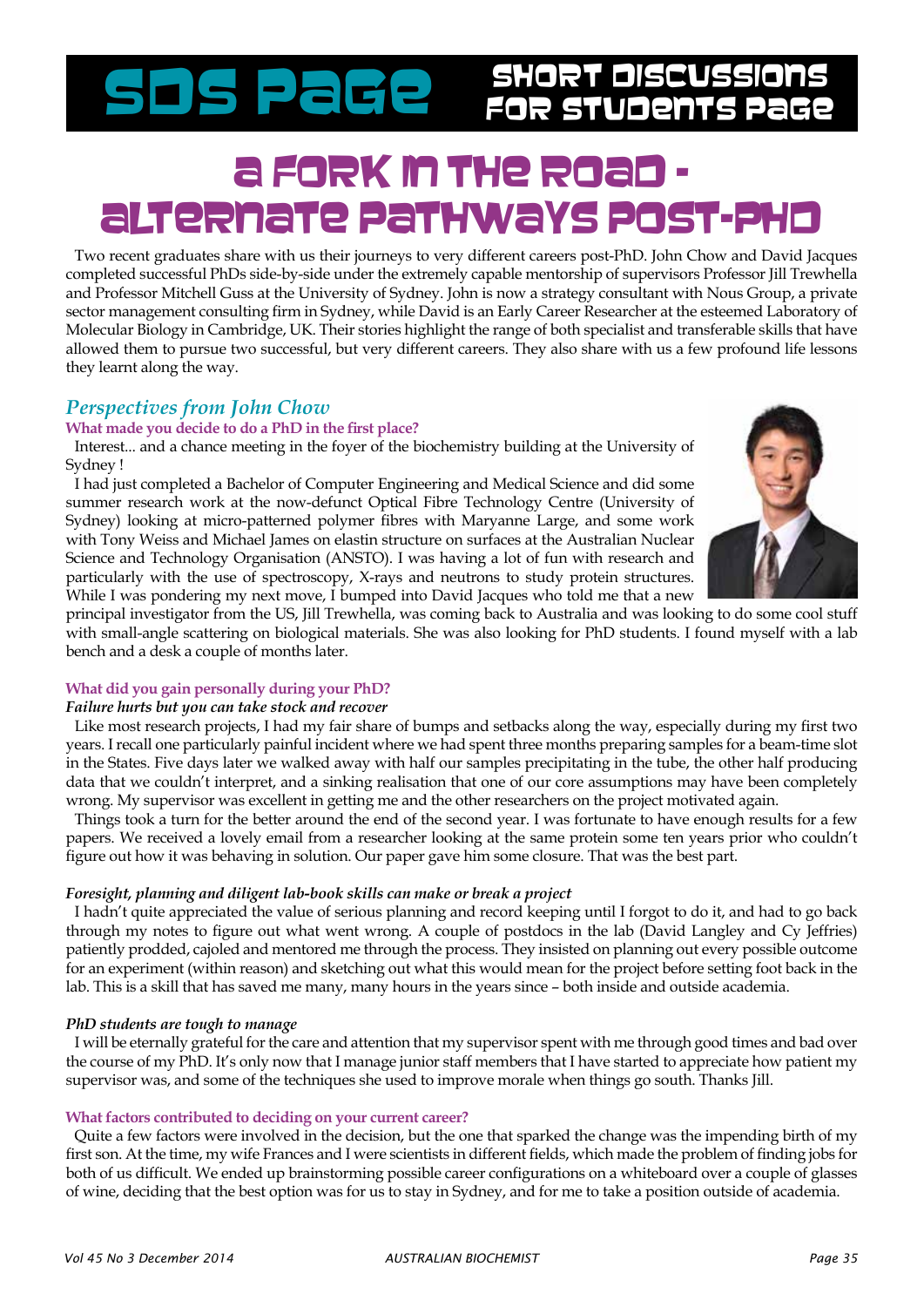# SDS Page — Short Discussions for Students Page

# A Fork in the Road - Alternate Pathways Post-PhD

Two recent graduates share with us their journeys to very different careers post-PhD. John Chow and David Jacques completed successful PhDs side-by-side under the extremely capable mentorship of supervisors Professor Jill Trewhella and Professor Mitchell Guss at the University of Sydney. John is now a strategy consultant with Nous Group, a private sector management consulting firm in Sydney, while David is an Early Career Researcher at the esteemed Laboratory of Molecular Biology in Cambridge, UK. Their stories highlight the range of both specialist and transferable skills that have allowed them to pursue two successful, but very different careers. They also share with us a few profound life lessons they learnt along the way.

## *Perspectives from John Chow*

### What made you decide to do a PhD in the first place?

Interest... and a chance meeting in the foyer of the biochemistry building at the University of Sydney !

I had just completed a Bachelor of Computer Engineering and Medical Science and did some summer research work at the now-defunct Optical Fibre Technology Centre (University of Sydney) looking at micro-patterned polymer fibres with Maryanne Large, and some work with Tony Weiss and Michael James on elastin structure on surfaces at the Australian Nuclear Science and Technology Organisation (ANSTO). I was having a lot of fun with research and particularly with the use of spectroscopy, X-rays and neutrons to study protein structures. While I was pondering my next move, I bumped into David Jacques who told me that a new principal investigator from the US, Jill Trewhella, was coming back to Australia and was looking to do some cool stuff with small-angle scattering on biological materials. She was also looking for PhD students. I found myself with a lab bench and a desk a couple of months later.

### What did you gain personally during your PhD?

*Failure hurts but you can take stock and recover*

Like most research projects, I had my fair share of bumps and setbacks along the way, especially during my first two years. I recall one particularly painful incident where we had spent three months preparing samples for a beam-time slot in the States. Five days later we walked away with half our samples precipitating in the tube, the other half producing data that we couldn't interpret, and a sinking realisation that one of our core assumptions may have been completely wrong. My supervisor was excellent in getting me and the other researchers on the project motivated again.

Things took a turn for the better around the end of the second year. I was fortunate to have enough results for a few papers. We received a lovely email from a researcher looking at the same protein some ten years prior who couldn't figure out how it was behaving in solution. Our paper gave him some closure. That was the best part.

*Foresight, planning and diligent lab-book skills can make or break a project*

I hadn't quite appreciated the value of serious planning and record keeping until I forgot to do it, and had to go back through my notes to figure out what went wrong. A couple of postdocs in the lab (David Langley and Cy Jeffries) patiently prodded, cajoled and mentored me through the process. They insisted on planning out every possible outcome for an experiment (within reason) and sketching out what this would mean for the project before setting foot back in the lab. This is a skill that has saved me many, many hours in the years since – both inside and outside academia.

*PhD students are tough to manage*

I will be eternally grateful for the care and attention that my supervisor spent with me through good times and bad over the course of my PhD. It's only now that I manage junior staff members that I have started to appreciate how patient my supervisor was, and some of the techniques she used to improve morale when things go south. Thanks Jill.

### What factors contributed to deciding on your current career?

Quite a few factors were involved in the decision, but the one that sparked the change was the impending birth of my first son. At the time, my wife Frances and I were scientists in different fields, which made the problem of finding jobs for both of us difficult. We ended up brainstorming possible career configurations on a whiteboard over a couple of glasses of wine, deciding that the best option was for us to stay in Sydney, and for me to take a position outside of academia.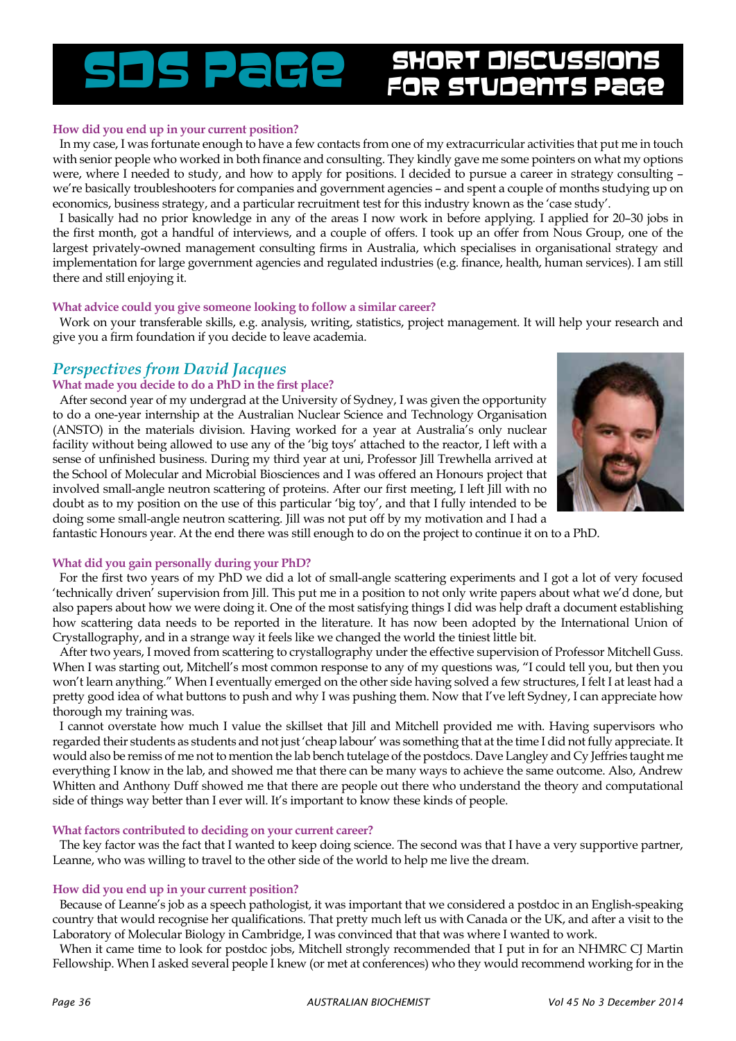# SDS Page — Short Discussions for Students Page

**How did you end up in your current position?**

In my case, I was fortunate enough to have a few contacts from one of my extracurricular activities that put me in touch with senior people who worked in both finance and consulting. They kindly gave me some pointers on what my options were, where I needed to study, and how to apply for positions. I decided to pursue a career in strategy consulting – we're basically troubleshooters for companies and government agencies – and spent a couple of months studying up on economics, business strategy, and a particular recruitment test for this industry known as the 'case study'.

I basically had no prior knowledge in any of the areas I now work in before applying. I applied for 20–30 jobs in the first month, got a handful of interviews, and a couple of offers. I took up an offer from Nous Group, one of the largest privately-owned management consulting firms in Australia, which specialises in organisational strategy and implementation for large government agencies and regulated industries (e.g. finance, health, human services). I am still there and still enjoying it.

**What advice could you give someone looking to follow a similar career?**

Work on your transferable skills, e.g. analysis, writing, statistics, project management. It will help your research and give you a firm foundation if you decide to leave academia.

## *Perspectives from David Jacques*

**What made you decide to do a PhD in the first place?**

After second year of my undergrad at the University of Sydney, I was given the opportunity to do a one-year internship at the Australian Nuclear Science and Technology Organisation (ANSTO) in the materials division. Having worked for a year at Australia's only nuclear facility without being allowed to use any of the 'big toys' attached to the reactor, I left with a sense of unfinished business. During my third year at uni, Professor Jill Trewhella arrived at the School of Molecular and Microbial Biosciences and I was offered an Honours project that involved small-angle neutron scattering of proteins. After our first meeting, I left Jill with no doubt as to my position on the use of this particular 'big toy', and that I fully intended to be doing some small-angle neutron scattering. Jill was not put off by my motivation and I had a fantastic Honours year. At the end there was still enough to do on the project to continue it on to a PhD.

**What did you gain personally during your PhD?**

For the first two years of my PhD we did a lot of small-angle scattering experiments and I got a lot of very focused 'technically driven' supervision from Jill. This put me in a position to not only write papers about what we'd done, but also papers about how we were doing it. One of the most satisfying things I did was help draft a document establishing how scattering data needs to be reported in the literature. It has now been adopted by the International Union of Crystallography, and in a strange way it feels like we changed the world the tiniest little bit.

After two years, I moved from scattering to crystallography under the effective supervision of Professor Mitchell Guss. When I was starting out, Mitchell's most common response to any of my questions was, "I could tell you, but then you won't learn anything." When I eventually emerged on the other side having solved a few structures, I felt I at least had a pretty good idea of what buttons to push and why I was pushing them. Now that I've left Sydney, I can appreciate how thorough my training was.

I cannot overstate how much I value the skillset that Jill and Mitchell provided me with. Having supervisors who regarded their students as students and not just 'cheap labour' was something that at the time I did not fully appreciate. It would also be remiss of me not to mention the lab bench tutelage of the postdocs. Dave Langley and Cy Jeffries taught me everything I know in the lab, and showed me that there can be many ways to achieve the same outcome. Also, Andrew Whitten and Anthony Duff showed me that there are people out there who understand the theory and computational side of things way better than I ever will. It's important to know these kinds of people.

**What factors contributed to deciding on your current career?**

The key factor was the fact that I wanted to keep doing science. The second was that I have a very supportive partner, Leanne, who was willing to travel to the other side of the world to help me live the dream.

**How did you end up in your current position?**

Because of Leanne's job as a speech pathologist, it was important that we considered a postdoc in an English-speaking country that would recognise her qualifications. That pretty much left us with Canada or the UK, and after a visit to the Laboratory of Molecular Biology in Cambridge, I was convinced that that was where I wanted to work.

When it came time to look for postdoc jobs, Mitchell strongly recommended that I put in for an NHMRC CJ Martin Fellowship. When I asked several people I knew (or met at conferences) who they would recommend working for in the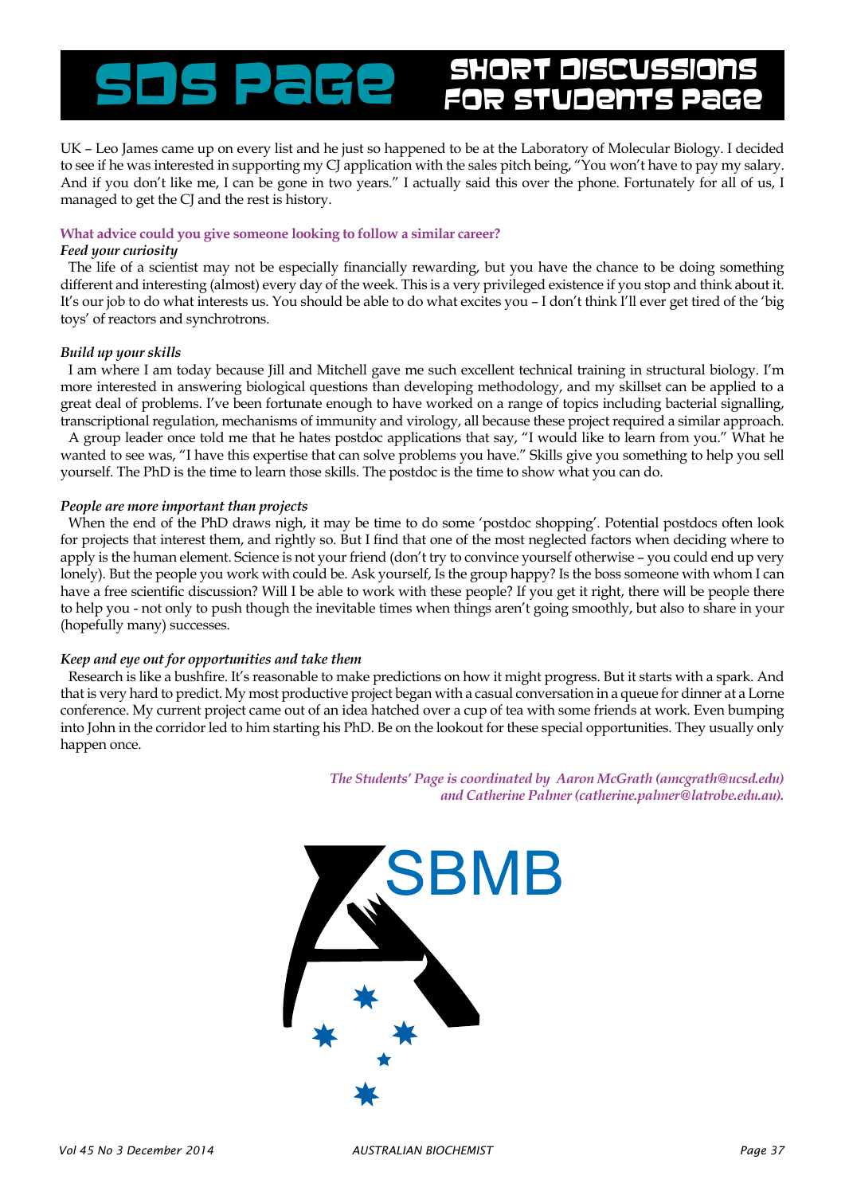# SDS Page Short Discussions for Students Page

UK – Leo James came up on every list and he just so happened to be at the Laboratory of Molecular Biology. I decided to see if he was interested in supporting my CJ application with the sales pitch being, "You won't have to pay my salary. And if you don't like me, I can be gone in two years." I actually said this over the phone. Fortunately for all of us, I managed to get the CJ and the rest is history.

**What advice could you give someone looking to follow a similar career?**

*Feed your curiosity*

The life of a scientist may not be especially financially rewarding, but you have the chance to be doing something different and interesting (almost) every day of the week. This is a very privileged existence if you stop and think about it. It's our job to do what interests us. You should be able to do what excites you – I don't think I'll ever get tired of the 'big toys' of reactors and synchrotrons.

*Build up your skills*

I am where I am today because Jill and Mitchell gave me such excellent technical training in structural biology. I'm more interested in answering biological questions than developing methodology, and my skillset can be applied to a great deal of problems. I've been fortunate enough to have worked on a range of topics including bacterial signalling, transcriptional regulation, mechanisms of immunity and virology, all because these project required a similar approach.

A group leader once told me that he hates postdoc applications that say, "I would like to learn from you." What he wanted to see was, "I have this expertise that can solve problems you have." Skills give you something to help you sell yourself. The PhD is the time to learn those skills. The postdoc is the time to show what you can do.

*People are more important than projects*

When the end of the PhD draws nigh, it may be time to do some 'postdoc shopping'. Potential postdocs often look for projects that interest them, and rightly so. But I find that one of the most neglected factors when deciding where to apply is the human element. Science is not your friend (don't try to convince yourself otherwise – you could end up very lonely). But the people you work with could be. Ask yourself, Is the group happy? Is the boss someone with whom I can have a free scientific discussion? Will I be able to work with these people? If you get it right, there will be people there to help you - not only to push though the inevitable times when things aren't going smoothly, but also to share in your (hopefully many) successes.

*Keep and eye out for opportunities and take them*

Research is like a bushfire. It's reasonable to make predictions on how it might progress. But it starts with a spark. And that is very hard to predict. My most productive project began with a casual conversation in a queue for dinner at a Lorne conference. My current project came out of an idea hatched over a cup of tea with some friends at work. Even bumping into John in the corridor led to him starting his PhD. Be on the lookout for these special opportunities. They usually only happen once.

*The Students' Page is coordinated by Aaron McGrath (amcgrath@ucsd.edu) and Catherine Palmer (catherine.palmer@latrobe.edu.au).*

SBMB